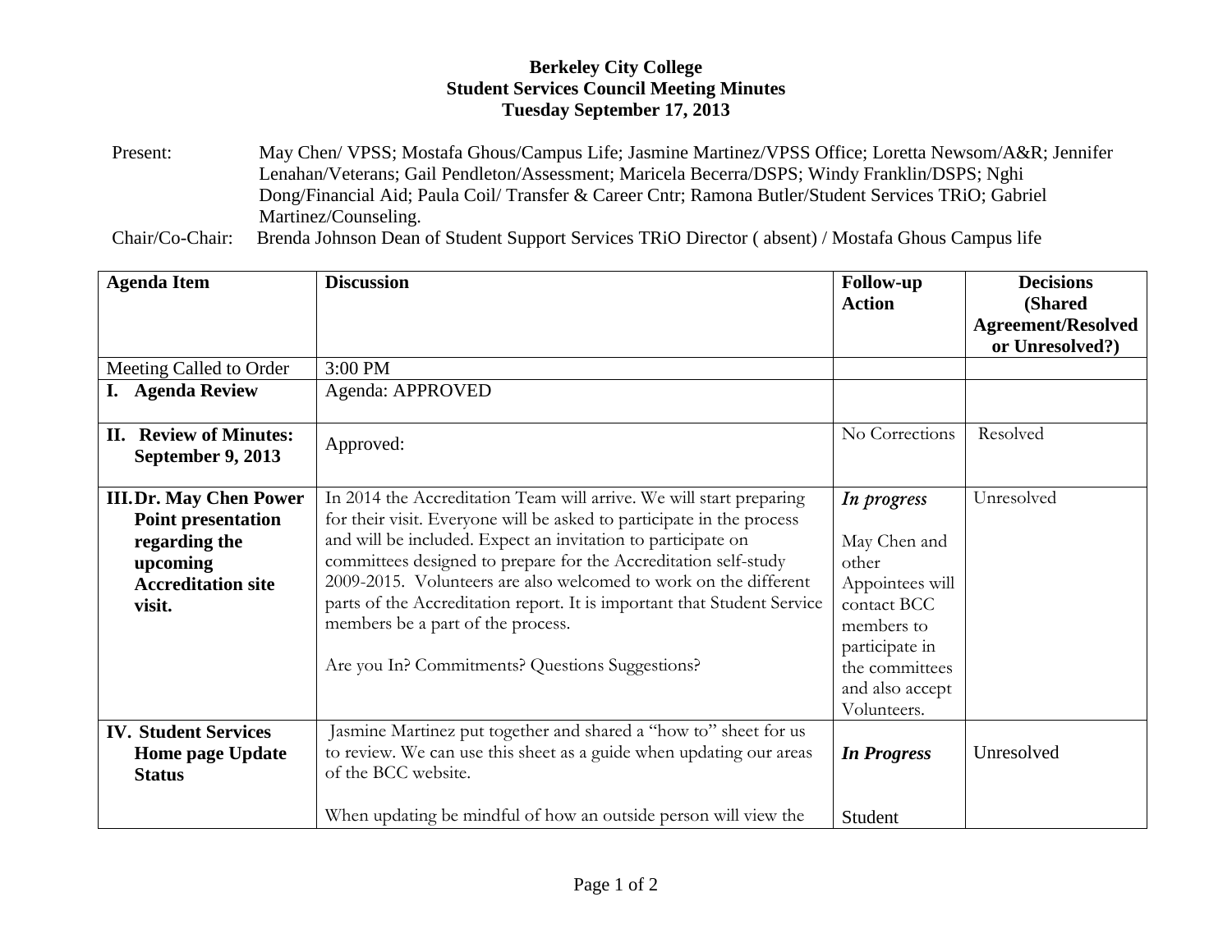**Berkeley City College**
**Student Services Council Meeting Minutes**
**Tuesday September 17, 2013**

Present: May Chen/ VPSS; Mostafa Ghous/Campus Life; Jasmine Martinez/VPSS Office; Loretta Newsom/A&R; Jennifer Lenahan/Veterans; Gail Pendleton/Assessment; Maricela Becerra/DSPS; Windy Franklin/DSPS; Nghi Dong/Financial Aid; Paula Coil/ Transfer & Career Cntr; Ramona Butler/Student Services TRiO; Gabriel Martinez/Counseling.

Chair/Co-Chair: Brenda Johnson Dean of Student Support Services TRiO Director ( absent) / Mostafa Ghous Campus life

| Agenda Item | Discussion | Follow-up Action | Decisions (Shared Agreement/Resolved or Unresolved?) |
|---|---|---|---|
| Meeting Called to Order | 3:00 PM | | |
| **I. Agenda Review** | Agenda: APPROVED | | |
| **II. Review of Minutes: September 9, 2013** | Approved: | No Corrections | Resolved |
| **III. Dr. May Chen Power Point presentation regarding the upcoming Accreditation site visit.** | In 2014 the Accreditation Team will arrive. We will start preparing for their visit. Everyone will be asked to participate in the process and will be included. Expect an invitation to participate on committees designed to prepare for the Accreditation self-study 2009-2015. Volunteers are also welcomed to work on the different parts of the Accreditation report. It is important that Student Service members be a part of the process.<br><br>Are you In? Commitments? Questions Suggestions? | ***In progress***<br><br>May Chen and other Appointees will contact BCC members to participate in the committees and also accept Volunteers. | Unresolved |
| **IV. Student Services Home page Update Status** | Jasmine Martinez put together and shared a "how to" sheet for us to review. We can use this sheet as a guide when updating our areas of the BCC website.<br><br>When updating be mindful of how an outside person will view the | ***In Progress***<br><br>Student | Unresolved |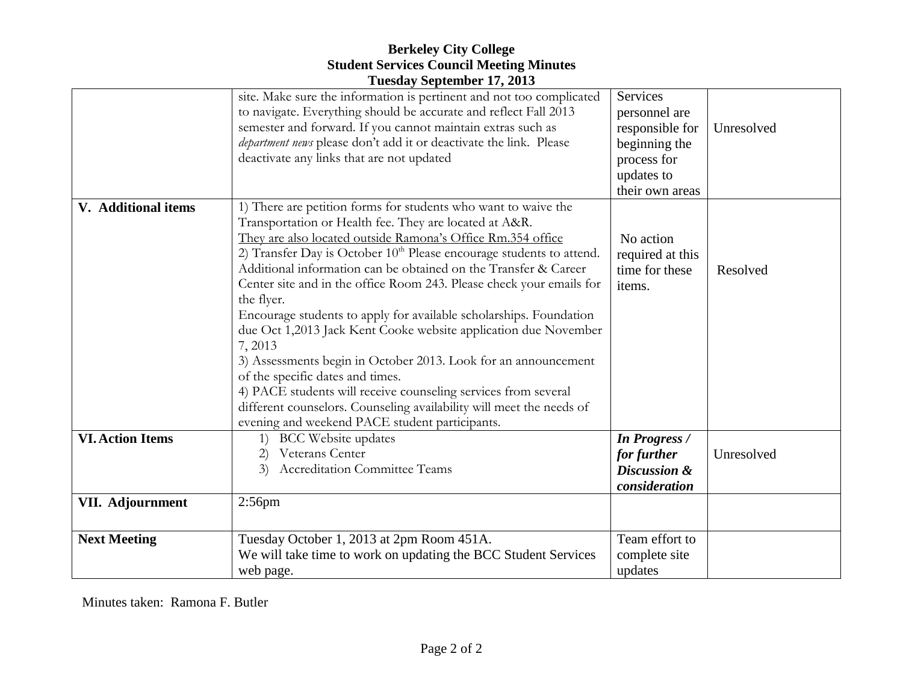**Berkeley City College**
**Student Services Council Meeting Minutes**
**Tuesday September 17, 2013**

| | | | |
|---|---|---|---|
| | site. Make sure the information is pertinent and not too complicated to navigate. Everything should be accurate and reflect Fall 2013 semester and forward. If you cannot maintain extras such as *department news* please don't add it or deactivate the link. Please deactivate any links that are not updated | Services personnel are responsible for beginning the process for updates to their own areas | Unresolved |
| **V. Additional items** | 1) There are petition forms for students who want to waive the Transportation or Health fee. They are located at A&R. <u>They are also located outside Ramona's Office Rm.354 office</u> 2) Transfer Day is October 10th Please encourage students to attend. Additional information can be obtained on the Transfer & Career Center site and in the office Room 243. Please check your emails for the flyer. Encourage students to apply for available scholarships. Foundation due Oct 1,2013 Jack Kent Cooke website application due November 7, 2013 3) Assessments begin in October 2013. Look for an announcement of the specific dates and times. 4) PACE students will receive counseling services from several different counselors. Counseling availability will meet the needs of evening and weekend PACE student participants. | No action required at this time for these items. | Resolved |
| **VI. Action Items** | 1) BCC Website updates 2) Veterans Center 3) Accreditation Committee Teams | ***In Progress / for further Discussion & consideration*** | Unresolved |
| **VII. Adjournment** | 2:56pm | | |
| **Next Meeting** | Tuesday October 1, 2013 at 2pm Room 451A. We will take time to work on updating the BCC Student Services web page. | Team effort to complete site updates | |

Minutes taken: Ramona F. Butler